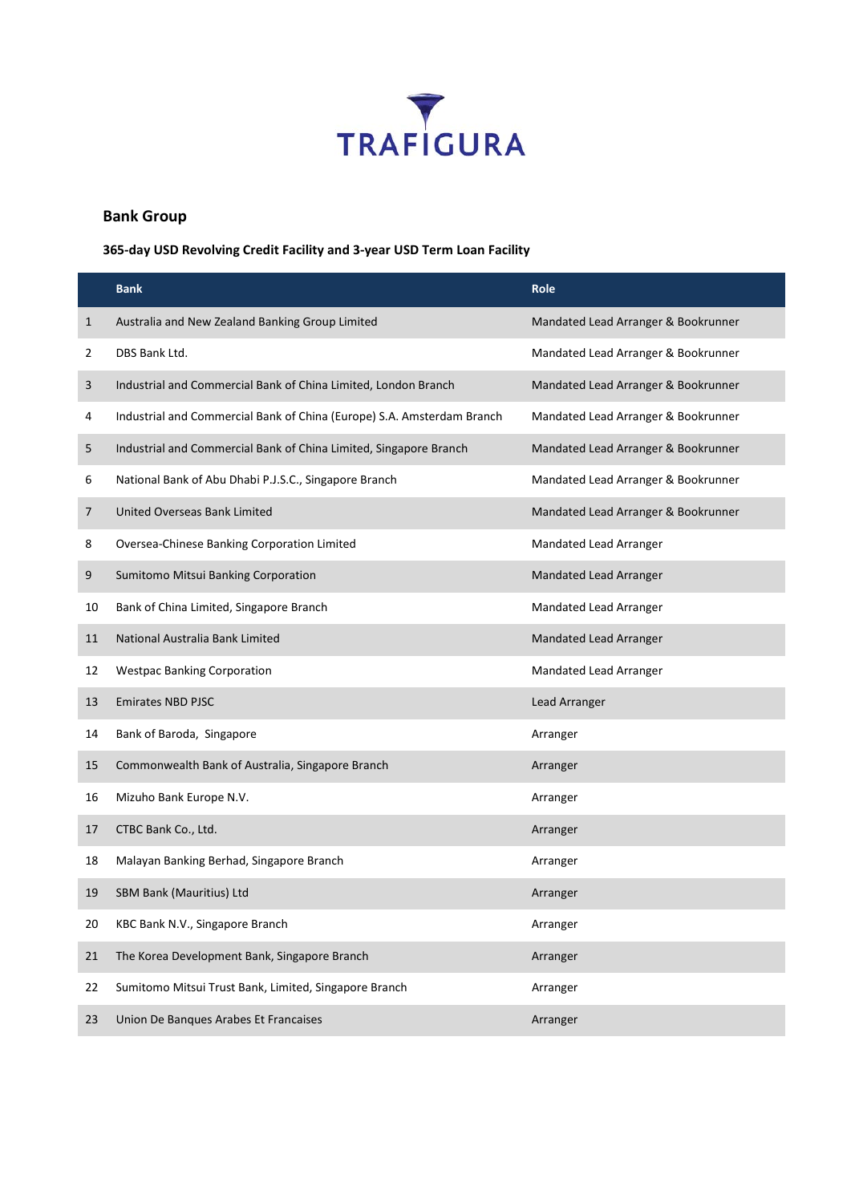TRAFIGURA

## Bank Group

### 365-day USD Revolving Credit Facility and 3-year USD Term Loan Facility

| | Bank | Role |
|---|---|---|
| 1 | Australia and New Zealand Banking Group Limited | Mandated Lead Arranger & Bookrunner |
| 2 | DBS Bank Ltd. | Mandated Lead Arranger & Bookrunner |
| 3 | Industrial and Commercial Bank of China Limited, London Branch | Mandated Lead Arranger & Bookrunner |
| 4 | Industrial and Commercial Bank of China (Europe) S.A. Amsterdam Branch | Mandated Lead Arranger & Bookrunner |
| 5 | Industrial and Commercial Bank of China Limited, Singapore Branch | Mandated Lead Arranger & Bookrunner |
| 6 | National Bank of Abu Dhabi P.J.S.C., Singapore Branch | Mandated Lead Arranger & Bookrunner |
| 7 | United Overseas Bank Limited | Mandated Lead Arranger & Bookrunner |
| 8 | Oversea-Chinese Banking Corporation Limited | Mandated Lead Arranger |
| 9 | Sumitomo Mitsui Banking Corporation | Mandated Lead Arranger |
| 10 | Bank of China Limited, Singapore Branch | Mandated Lead Arranger |
| 11 | National Australia Bank Limited | Mandated Lead Arranger |
| 12 | Westpac Banking Corporation | Mandated Lead Arranger |
| 13 | Emirates NBD PJSC | Lead Arranger |
| 14 | Bank of Baroda, Singapore | Arranger |
| 15 | Commonwealth Bank of Australia, Singapore Branch | Arranger |
| 16 | Mizuho Bank Europe N.V. | Arranger |
| 17 | CTBC Bank Co., Ltd. | Arranger |
| 18 | Malayan Banking Berhad, Singapore Branch | Arranger |
| 19 | SBM Bank (Mauritius) Ltd | Arranger |
| 20 | KBC Bank N.V., Singapore Branch | Arranger |
| 21 | The Korea Development Bank, Singapore Branch | Arranger |
| 22 | Sumitomo Mitsui Trust Bank, Limited, Singapore Branch | Arranger |
| 23 | Union De Banques Arabes Et Francaises | Arranger |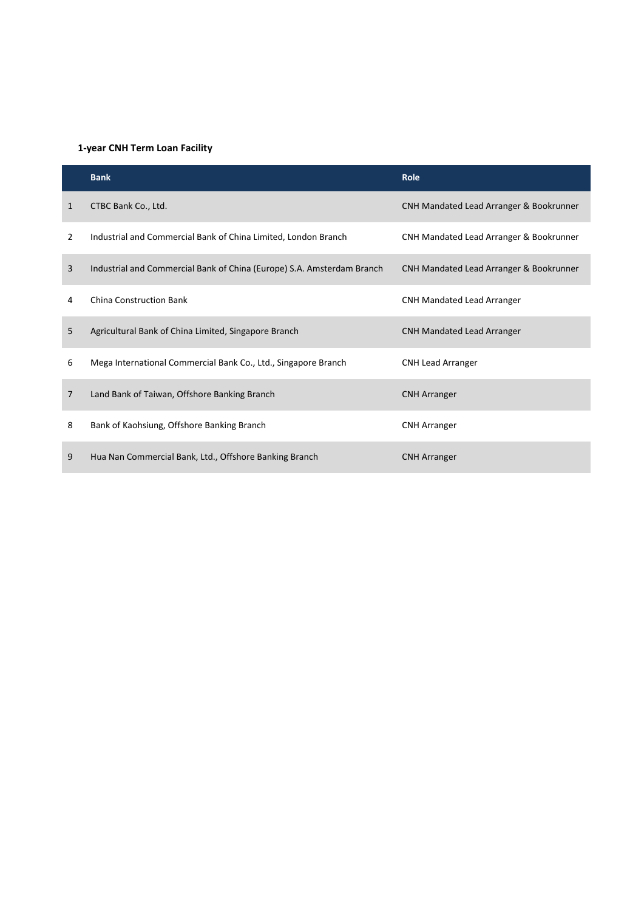**1-year CNH Term Loan Facility**

| | Bank | Role |
|---|---|---|
| 1 | CTBC Bank Co., Ltd. | CNH Mandated Lead Arranger & Bookrunner |
| 2 | Industrial and Commercial Bank of China Limited, London Branch | CNH Mandated Lead Arranger & Bookrunner |
| 3 | Industrial and Commercial Bank of China (Europe) S.A. Amsterdam Branch | CNH Mandated Lead Arranger & Bookrunner |
| 4 | China Construction Bank | CNH Mandated Lead Arranger |
| 5 | Agricultural Bank of China Limited, Singapore Branch | CNH Mandated Lead Arranger |
| 6 | Mega International Commercial Bank Co., Ltd., Singapore Branch | CNH Lead Arranger |
| 7 | Land Bank of Taiwan, Offshore Banking Branch | CNH Arranger |
| 8 | Bank of Kaohsiung, Offshore Banking Branch | CNH Arranger |
| 9 | Hua Nan Commercial Bank, Ltd., Offshore Banking Branch | CNH Arranger |